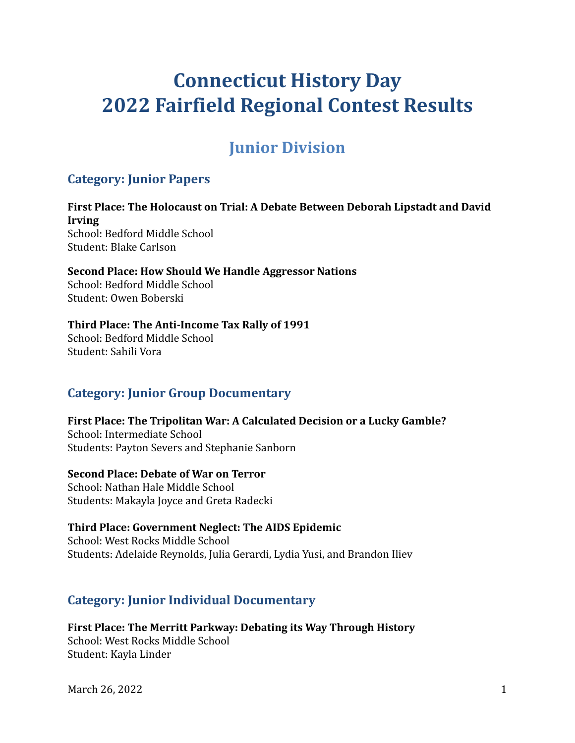# Connecticut History Day
# 2022 Fairfield Regional Contest Results

## Junior Division

### Category: Junior Papers

**First Place: The Holocaust on Trial: A Debate Between Deborah Lipstadt and David Irving**
School: Bedford Middle School
Student: Blake Carlson

**Second Place: How Should We Handle Aggressor Nations**
School: Bedford Middle School
Student: Owen Boberski

**Third Place: The Anti-Income Tax Rally of 1991**
School: Bedford Middle School
Student: Sahili Vora

### Category: Junior Group Documentary

**First Place: The Tripolitan War: A Calculated Decision or a Lucky Gamble?**
School: Intermediate School
Students: Payton Severs and Stephanie Sanborn

**Second Place: Debate of War on Terror**
School: Nathan Hale Middle School
Students: Makayla Joyce and Greta Radecki

**Third Place: Government Neglect: The AIDS Epidemic**
School: West Rocks Middle School
Students: Adelaide Reynolds, Julia Gerardi, Lydia Yusi, and Brandon Iliev

### Category: Junior Individual Documentary

**First Place: The Merritt Parkway: Debating its Way Through History**
School: West Rocks Middle School
Student: Kayla Linder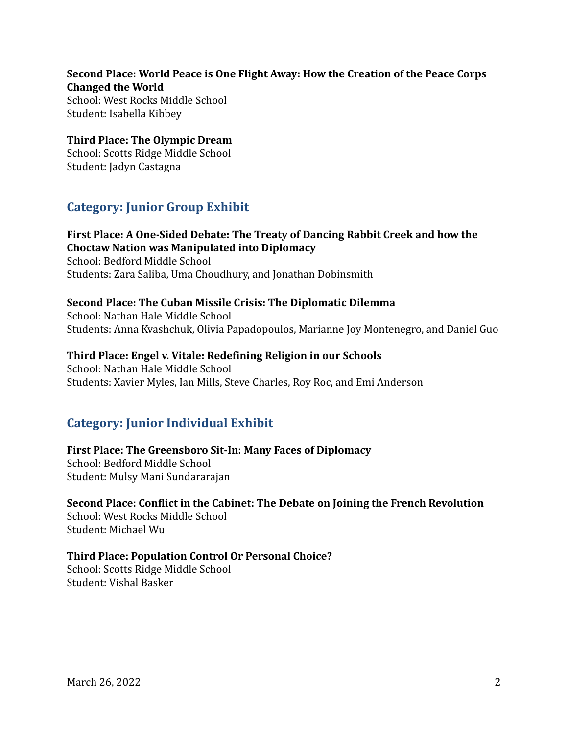**Second Place: World Peace is One Flight Away: How the Creation of the Peace Corps Changed the World**
School: West Rocks Middle School
Student: Isabella Kibbey

**Third Place: The Olympic Dream**
School: Scotts Ridge Middle School
Student: Jadyn Castagna

## Category: Junior Group Exhibit

**First Place: A One-Sided Debate: The Treaty of Dancing Rabbit Creek and how the Choctaw Nation was Manipulated into Diplomacy**
School: Bedford Middle School
Students: Zara Saliba, Uma Choudhury, and Jonathan Dobinsmith

**Second Place: The Cuban Missile Crisis: The Diplomatic Dilemma**
School: Nathan Hale Middle School
Students: Anna Kvashchuk, Olivia Papadopoulos, Marianne Joy Montenegro, and Daniel Guo

**Third Place: Engel v. Vitale: Redefining Religion in our Schools**
School: Nathan Hale Middle School
Students: Xavier Myles, Ian Mills, Steve Charles, Roy Roc, and Emi Anderson

## Category: Junior Individual Exhibit

**First Place: The Greensboro Sit-In: Many Faces of Diplomacy**
School: Bedford Middle School
Student: Mulsy Mani Sundararajan

**Second Place: Conflict in the Cabinet: The Debate on Joining the French Revolution**
School: West Rocks Middle School
Student: Michael Wu

**Third Place: Population Control Or Personal Choice?**
School: Scotts Ridge Middle School
Student: Vishal Basker

March 26, 2022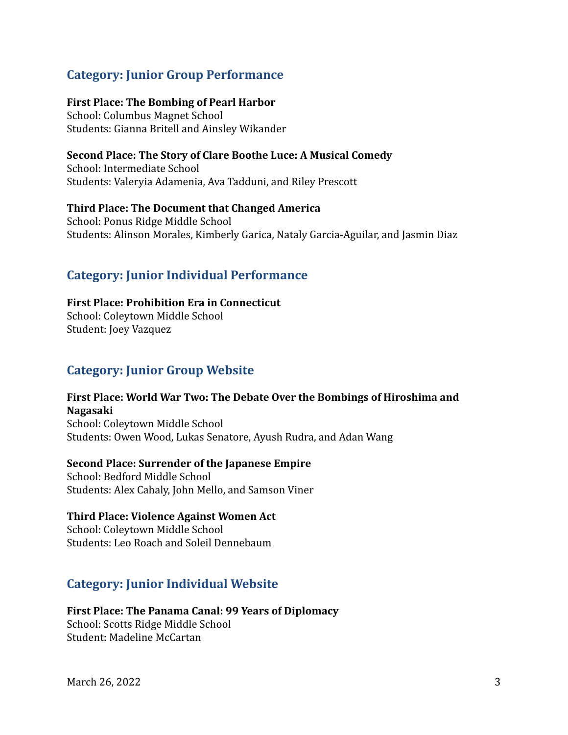## Category: Junior Group Performance

**First Place: The Bombing of Pearl Harbor**
School: Columbus Magnet School
Students: Gianna Britell and Ainsley Wikander

**Second Place: The Story of Clare Boothe Luce: A Musical Comedy**
School: Intermediate School
Students: Valeryia Adamenia, Ava Tadduni, and Riley Prescott

**Third Place: The Document that Changed America**
School: Ponus Ridge Middle School
Students: Alinson Morales, Kimberly Garica, Nataly Garcia-Aguilar, and Jasmin Diaz

## Category: Junior Individual Performance

**First Place: Prohibition Era in Connecticut**
School: Coleytown Middle School
Student: Joey Vazquez

## Category: Junior Group Website

**First Place: World War Two: The Debate Over the Bombings of Hiroshima and Nagasaki**
School: Coleytown Middle School
Students: Owen Wood, Lukas Senatore, Ayush Rudra, and Adan Wang

**Second Place: Surrender of the Japanese Empire**
School: Bedford Middle School
Students: Alex Cahaly, John Mello, and Samson Viner

**Third Place: Violence Against Women Act**
School: Coleytown Middle School
Students: Leo Roach and Soleil Dennebaum

## Category: Junior Individual Website

**First Place: The Panama Canal: 99 Years of Diplomacy**
School: Scotts Ridge Middle School
Student: Madeline McCartan

March 26, 2022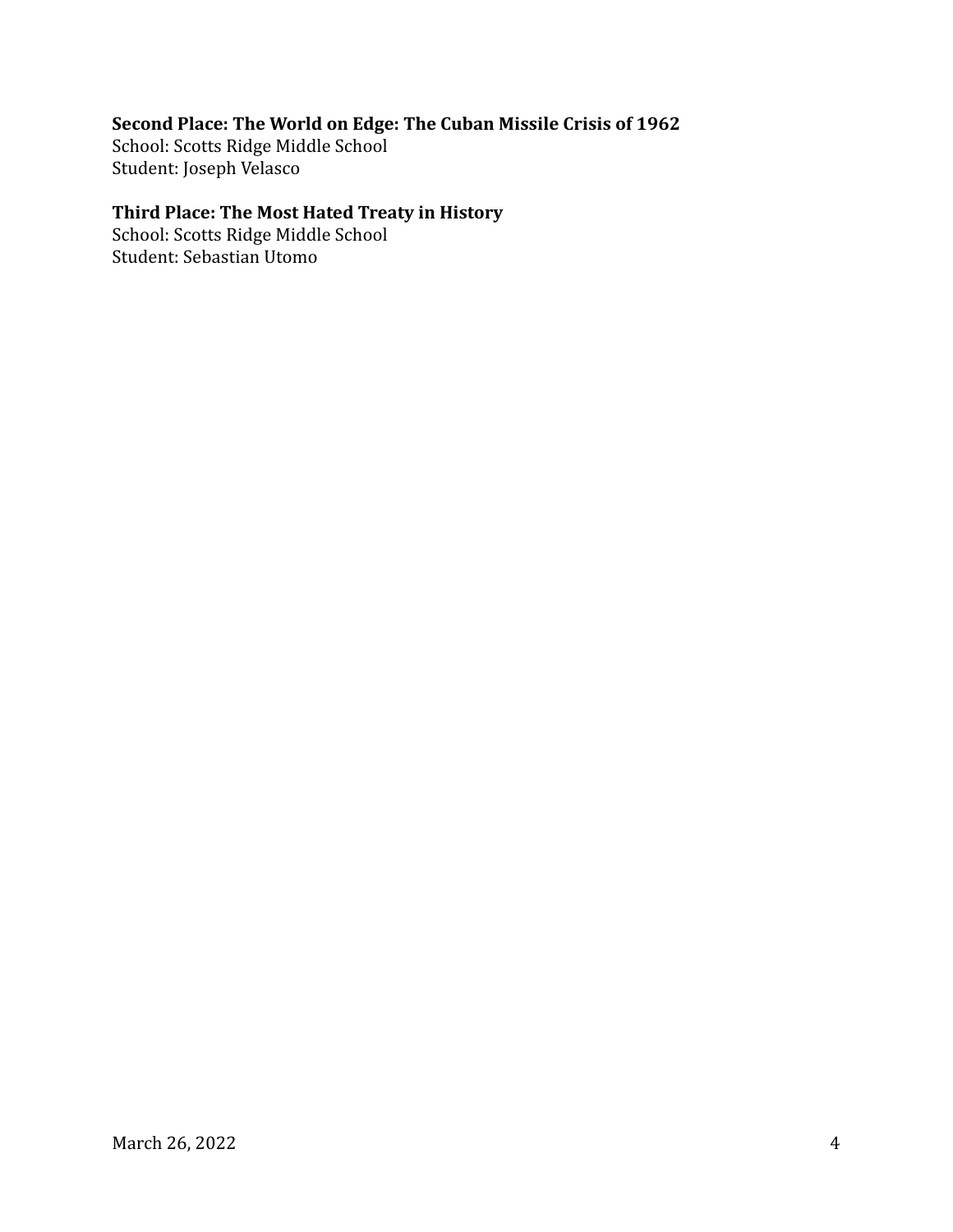**Second Place: The World on Edge: The Cuban Missile Crisis of 1962**
School: Scotts Ridge Middle School
Student: Joseph Velasco

**Third Place: The Most Hated Treaty in History**
School: Scotts Ridge Middle School
Student: Sebastian Utomo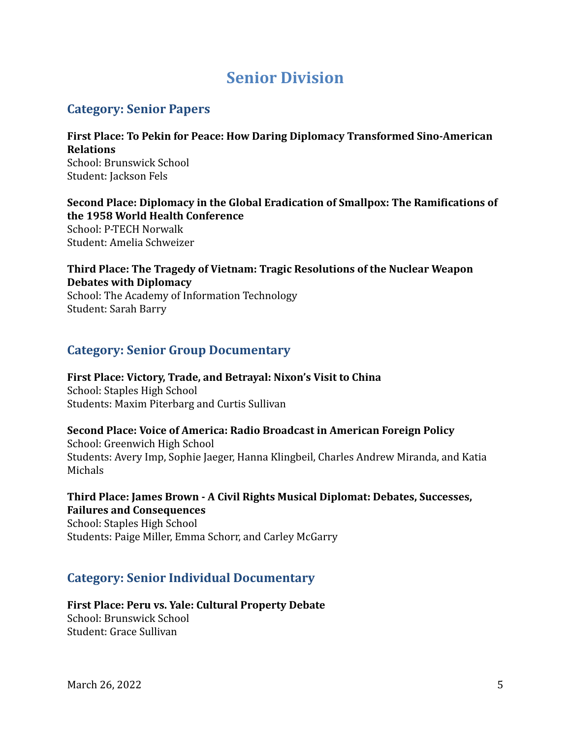# Senior Division

## Category: Senior Papers

**First Place: To Pekin for Peace: How Daring Diplomacy Transformed Sino-American Relations**
School: Brunswick School
Student: Jackson Fels

**Second Place: Diplomacy in the Global Eradication of Smallpox: The Ramifications of the 1958 World Health Conference**
School: P-TECH Norwalk
Student: Amelia Schweizer

**Third Place: The Tragedy of Vietnam: Tragic Resolutions of the Nuclear Weapon Debates with Diplomacy**
School: The Academy of Information Technology
Student: Sarah Barry

## Category: Senior Group Documentary

**First Place: Victory, Trade, and Betrayal: Nixon's Visit to China**
School: Staples High School
Students: Maxim Piterbarg and Curtis Sullivan

**Second Place: Voice of America: Radio Broadcast in American Foreign Policy**
School: Greenwich High School
Students: Avery Imp, Sophie Jaeger, Hanna Klingbeil, Charles Andrew Miranda, and Katia Michals

**Third Place: James Brown - A Civil Rights Musical Diplomat: Debates, Successes, Failures and Consequences**
School: Staples High School
Students: Paige Miller, Emma Schorr, and Carley McGarry

## Category: Senior Individual Documentary

**First Place: Peru vs. Yale: Cultural Property Debate**
School: Brunswick School
Student: Grace Sullivan

March 26, 2022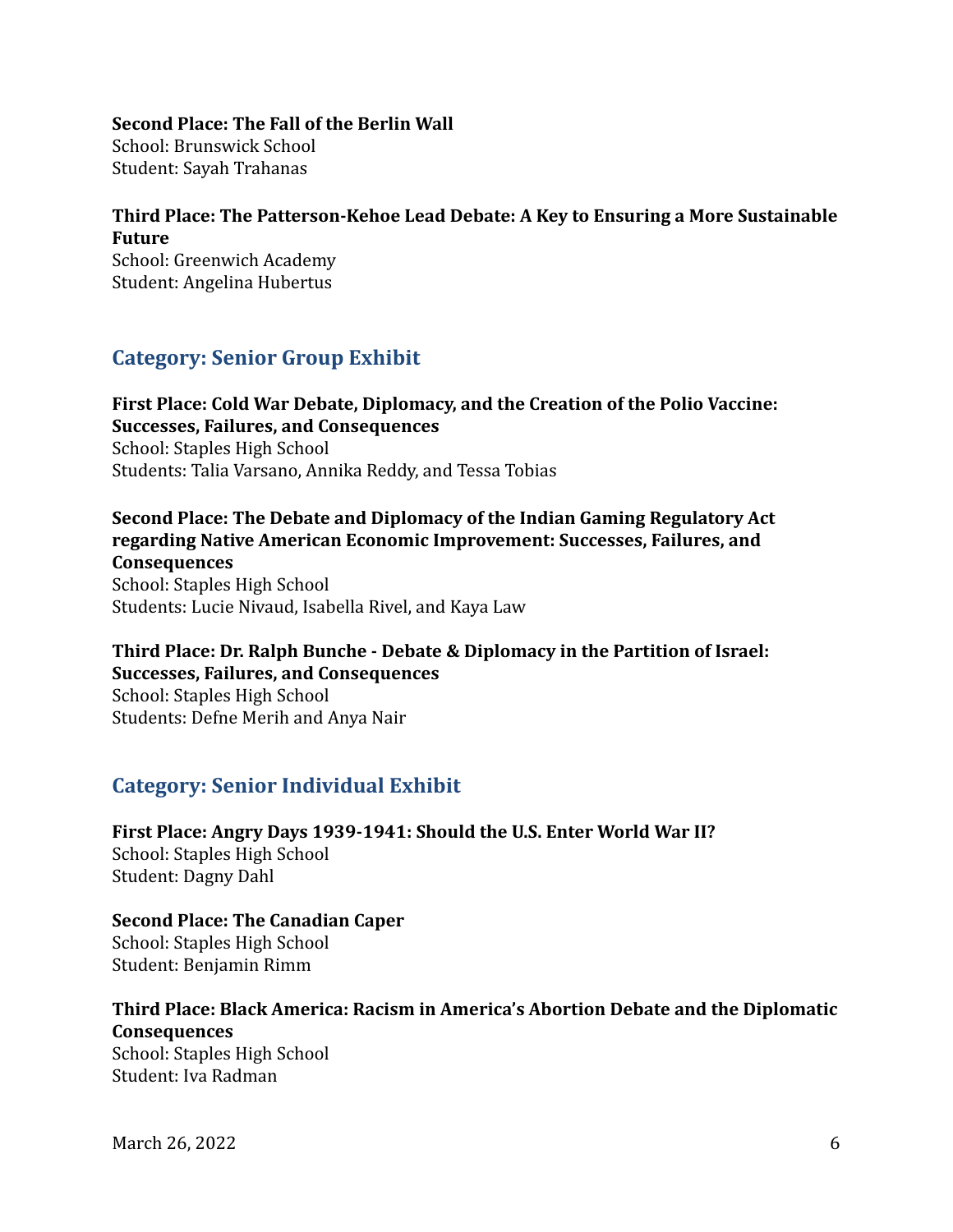**Second Place: The Fall of the Berlin Wall**
School: Brunswick School
Student: Sayah Trahanas

**Third Place: The Patterson-Kehoe Lead Debate: A Key to Ensuring a More Sustainable Future**
School: Greenwich Academy
Student: Angelina Hubertus

## Category: Senior Group Exhibit

**First Place: Cold War Debate, Diplomacy, and the Creation of the Polio Vaccine: Successes, Failures, and Consequences**
School: Staples High School
Students: Talia Varsano, Annika Reddy, and Tessa Tobias

**Second Place: The Debate and Diplomacy of the Indian Gaming Regulatory Act regarding Native American Economic Improvement: Successes, Failures, and Consequences**
School: Staples High School
Students: Lucie Nivaud, Isabella Rivel, and Kaya Law

**Third Place: Dr. Ralph Bunche - Debate & Diplomacy in the Partition of Israel: Successes, Failures, and Consequences**
School: Staples High School
Students: Defne Merih and Anya Nair

## Category: Senior Individual Exhibit

**First Place: Angry Days 1939-1941: Should the U.S. Enter World War II?**
School: Staples High School
Student: Dagny Dahl

**Second Place: The Canadian Caper**
School: Staples High School
Student: Benjamin Rimm

**Third Place: Black America: Racism in America's Abortion Debate and the Diplomatic Consequences**
School: Staples High School
Student: Iva Radman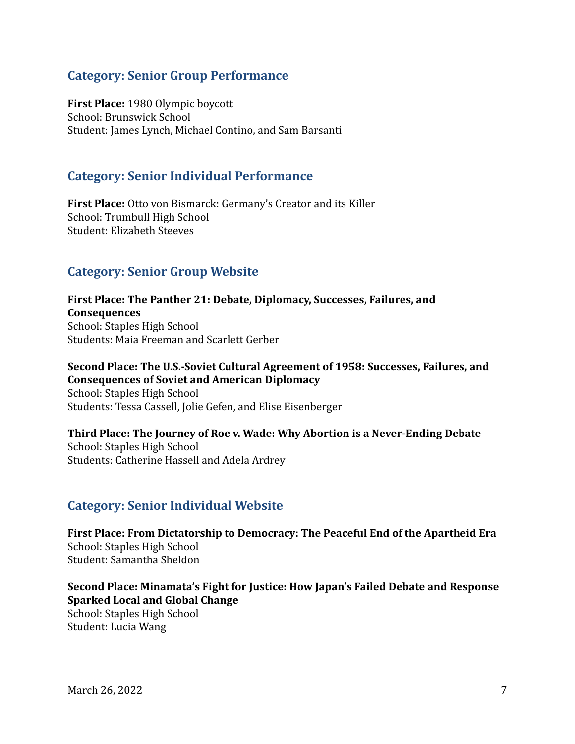## Category: Senior Group Performance

**First Place:** 1980 Olympic boycott
School: Brunswick School
Student: James Lynch, Michael Contino, and Sam Barsanti

## Category: Senior Individual Performance

**First Place:** Otto von Bismarck: Germany's Creator and its Killer
School: Trumbull High School
Student: Elizabeth Steeves

## Category: Senior Group Website

**First Place: The Panther 21: Debate, Diplomacy, Successes, Failures, and Consequences**
School: Staples High School
Students: Maia Freeman and Scarlett Gerber

**Second Place: The U.S.-Soviet Cultural Agreement of 1958: Successes, Failures, and Consequences of Soviet and American Diplomacy**
School: Staples High School
Students: Tessa Cassell, Jolie Gefen, and Elise Eisenberger

**Third Place: The Journey of Roe v. Wade: Why Abortion is a Never-Ending Debate**
School: Staples High School
Students: Catherine Hassell and Adela Ardrey

## Category: Senior Individual Website

**First Place: From Dictatorship to Democracy: The Peaceful End of the Apartheid Era**
School: Staples High School
Student: Samantha Sheldon

**Second Place: Minamata's Fight for Justice: How Japan's Failed Debate and Response Sparked Local and Global Change**
School: Staples High School
Student: Lucia Wang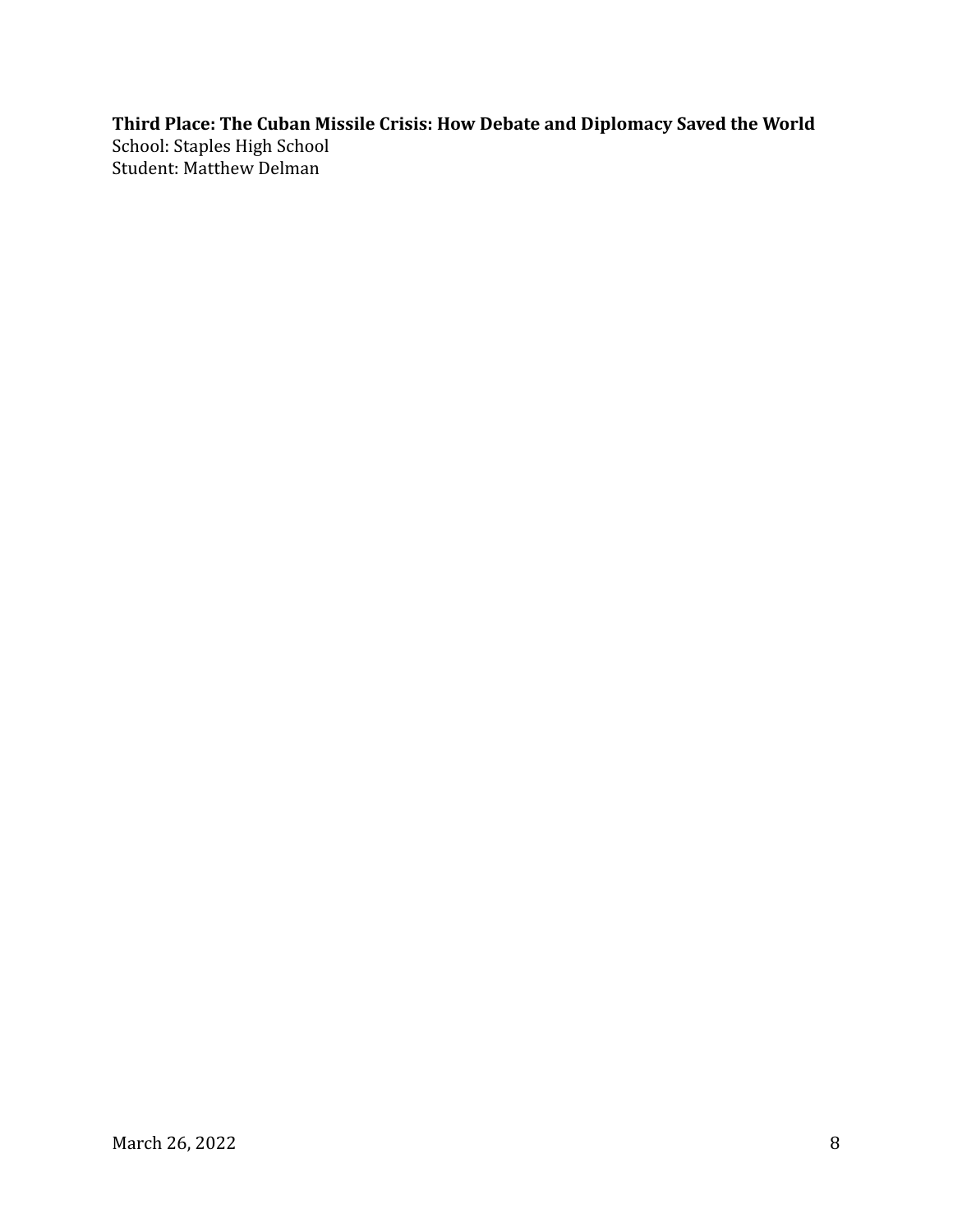**Third Place: The Cuban Missile Crisis: How Debate and Diplomacy Saved the World**
School: Staples High School
Student: Matthew Delman